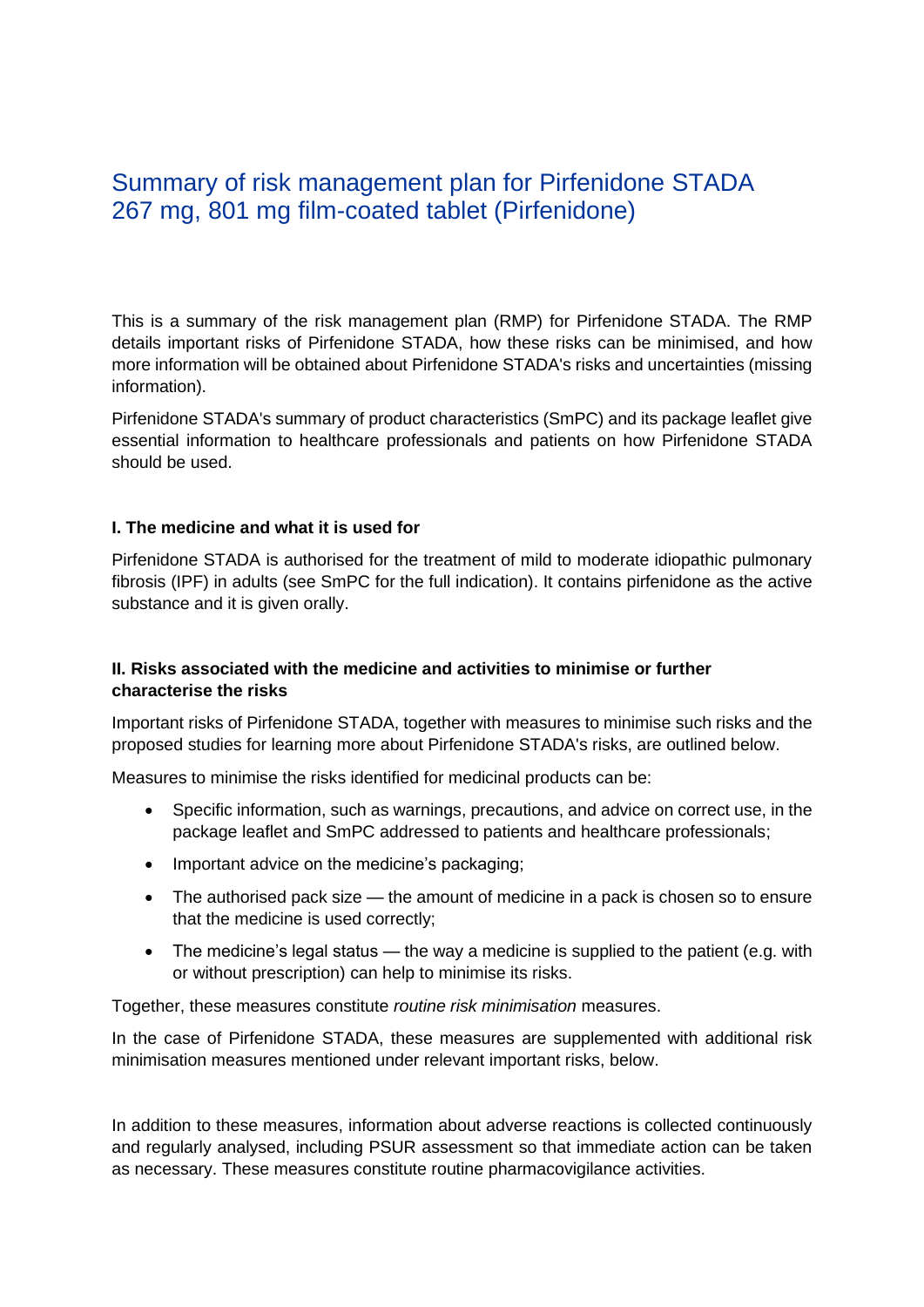# Summary of risk management plan for Pirfenidone STADA 267 mg, 801 mg film-coated tablet (Pirfenidone)

This is a summary of the risk management plan (RMP) for Pirfenidone STADA. The RMP details important risks of Pirfenidone STADA, how these risks can be minimised, and how more information will be obtained about Pirfenidone STADA's risks and uncertainties (missing information).

Pirfenidone STADA's summary of product characteristics (SmPC) and its package leaflet give essential information to healthcare professionals and patients on how Pirfenidone STADA should be used.

### I. The medicine and what it is used for

Pirfenidone STADA is authorised for the treatment of mild to moderate idiopathic pulmonary fibrosis (IPF) in adults (see SmPC for the full indication). It contains pirfenidone as the active substance and it is given orally.

### II. Risks associated with the medicine and activities to minimise or further characterise the risks

Important risks of Pirfenidone STADA, together with measures to minimise such risks and the proposed studies for learning more about Pirfenidone STADA's risks, are outlined below.

Measures to minimise the risks identified for medicinal products can be:

- Specific information, such as warnings, precautions, and advice on correct use, in the package leaflet and SmPC addressed to patients and healthcare professionals;
- Important advice on the medicine's packaging;
- The authorised pack size — the amount of medicine in a pack is chosen so to ensure that the medicine is used correctly;
- The medicine's legal status — the way a medicine is supplied to the patient (e.g. with or without prescription) can help to minimise its risks.

Together, these measures constitute *routine risk minimisation* measures.

In the case of Pirfenidone STADA, these measures are supplemented with additional risk minimisation measures mentioned under relevant important risks, below.

In addition to these measures, information about adverse reactions is collected continuously and regularly analysed, including PSUR assessment so that immediate action can be taken as necessary. These measures constitute routine pharmacovigilance activities.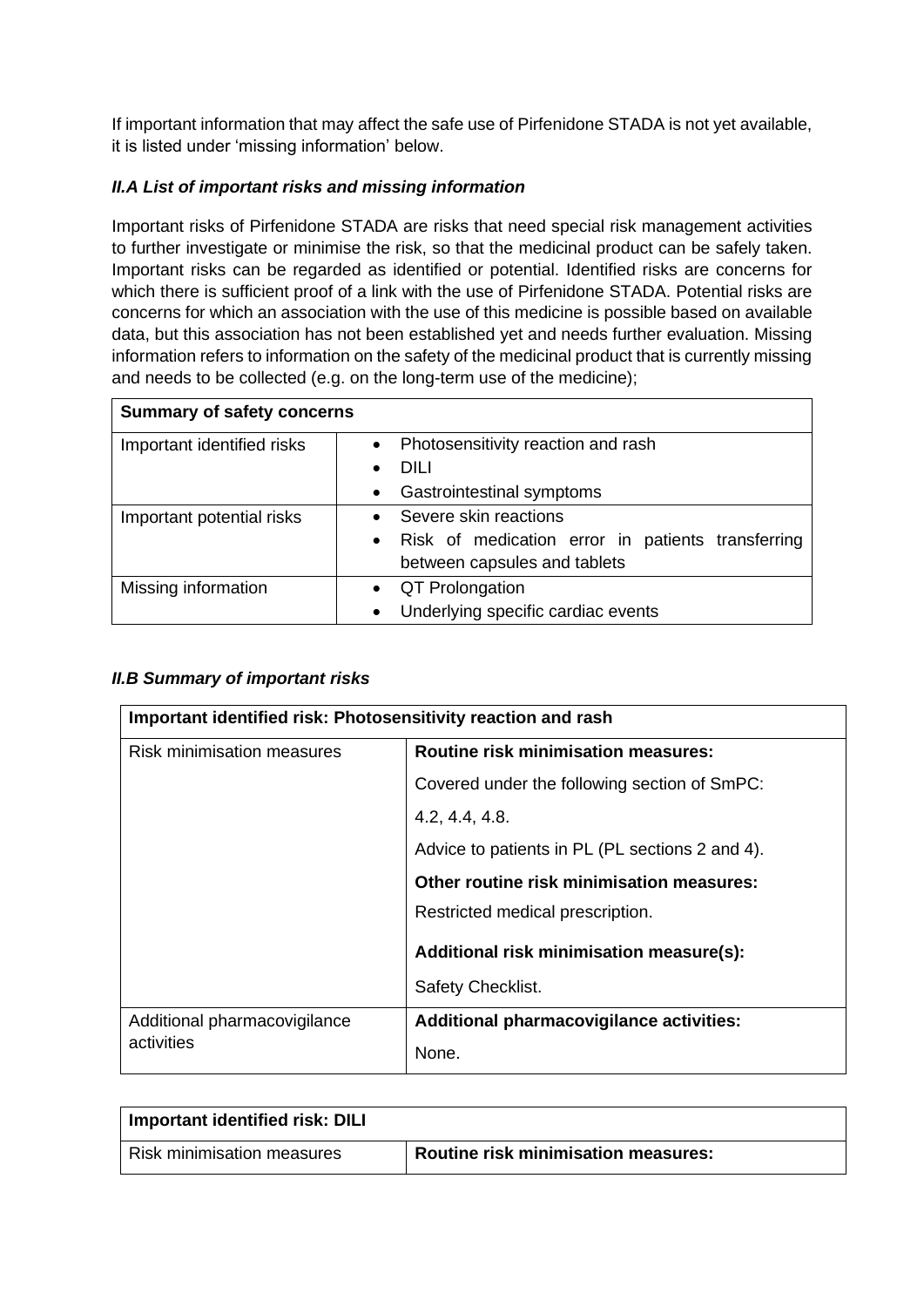If important information that may affect the safe use of Pirfenidone STADA is not yet available, it is listed under 'missing information' below.

### *II.A List of important risks and missing information*

Important risks of Pirfenidone STADA are risks that need special risk management activities to further investigate or minimise the risk, so that the medicinal product can be safely taken. Important risks can be regarded as identified or potential. Identified risks are concerns for which there is sufficient proof of a link with the use of Pirfenidone STADA. Potential risks are concerns for which an association with the use of this medicine is possible based on available data, but this association has not been established yet and needs further evaluation. Missing information refers to information on the safety of the medicinal product that is currently missing and needs to be collected (e.g. on the long-term use of the medicine);

| **Summary of safety concerns** | |
|---|---|
| Important identified risks | • Photosensitivity reaction and rash<br>• DILI<br>• Gastrointestinal symptoms |
| Important potential risks | • Severe skin reactions<br>• Risk of medication error in patients transferring between capsules and tablets |
| Missing information | • QT Prolongation<br>• Underlying specific cardiac events |

### *II.B Summary of important risks*

| **Important identified risk: Photosensitivity reaction and rash** | |
|---|---|
| Risk minimisation measures | **Routine risk minimisation measures:**<br>Covered under the following section of SmPC:<br>4.2, 4.4, 4.8.<br>Advice to patients in PL (PL sections 2 and 4).<br>**Other routine risk minimisation measures:**<br>Restricted medical prescription.<br>**Additional risk minimisation measure(s):**<br>Safety Checklist. |
| Additional pharmacovigilance activities | **Additional pharmacovigilance activities:**<br>None. |

| **Important identified risk: DILI** | |
|---|---|
| Risk minimisation measures | **Routine risk minimisation measures:** |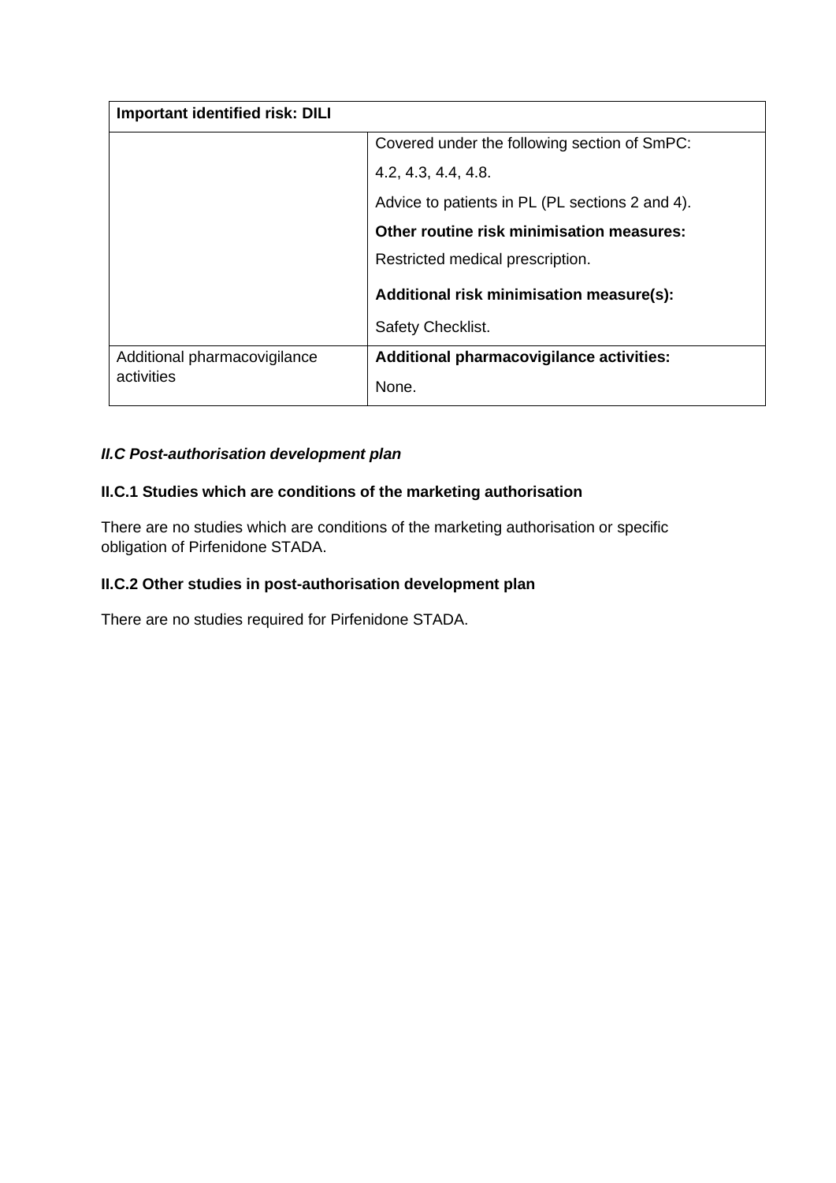| Important identified risk: DILI | |
|---|---|
| | Covered under the following section of SmPC:<br>4.2, 4.3, 4.4, 4.8.<br>Advice to patients in PL (PL sections 2 and 4).<br>**Other routine risk minimisation measures:**<br>Restricted medical prescription.<br>**Additional risk minimisation measure(s):**<br>Safety Checklist. |
| Additional pharmacovigilance activities | **Additional pharmacovigilance activities:**<br>None. |

### *II.C Post-authorisation development plan*

#### II.C.1 Studies which are conditions of the marketing authorisation

There are no studies which are conditions of the marketing authorisation or specific obligation of Pirfenidone STADA.

#### II.C.2 Other studies in post-authorisation development plan

There are no studies required for Pirfenidone STADA.